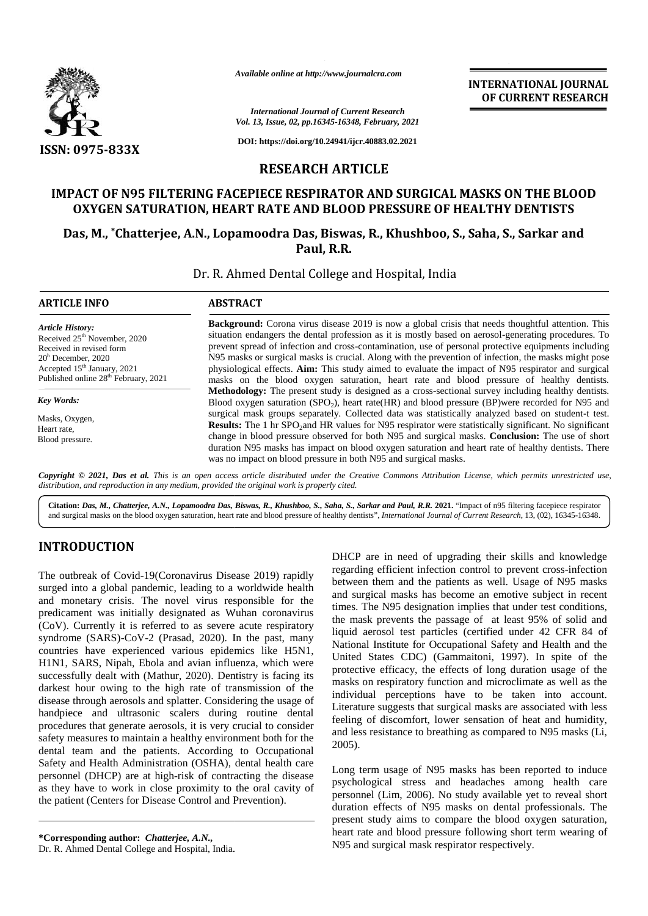ISSN: 0975-833X

*Available online at http://www.journalcra.com*

*International Journal of Current Research*
*Vol. 13, Issue, 02, pp.16345-16348, February, 2021*

DOI: https://doi.org/10.24941/ijcr.40883.02.2021

**INTERNATIONAL JOURNAL OF CURRENT RESEARCH**

## RESEARCH ARTICLE

# IMPACT OF N95 FILTERING FACEPIECE RESPIRATOR AND SURGICAL MASKS ON THE BLOOD OXYGEN SATURATION, HEART RATE AND BLOOD PRESSURE OF HEALTHY DENTISTS

**Das, M., \*Chatterjee, A.N., Lopamoodra Das, Biswas, R., Khushboo, S., Saha, S., Sarkar and Paul, R.R.**

Dr. R. Ahmed Dental College and Hospital, India

### ARTICLE INFO

*Article History:*
Received 25th November, 2020
Received in revised form
20th December, 2020
Accepted 15th January, 2021
Published online 28th February, 2021

*Key Words:*
Masks, Oxygen,
Heart rate,
Blood pressure.

### ABSTRACT

**Background:** Corona virus disease 2019 is now a global crisis that needs thoughtful attention. This situation endangers the dental profession as it is mostly based on aerosol-generating procedures. To prevent spread of infection and cross-contamination, use of personal protective equipments including N95 masks or surgical masks is crucial. Along with the prevention of infection, the masks might pose physiological effects. **Aim:** This study aimed to evaluate the impact of N95 respirator and surgical masks on the blood oxygen saturation, heart rate and blood pressure of healthy dentists. **Methodology:** The present study is designed as a cross-sectional survey including healthy dentists. Blood oxygen saturation ($SPO_2$), heart rate(HR) and blood pressure (BP)were recorded for N95 and surgical mask groups separately. Collected data was statistically analyzed based on student-t test. **Results:** The 1 hr $SPO_2$and HR values for N95 respirator were statistically significant. No significant change in blood pressure observed for both N95 and surgical masks. **Conclusion:** The use of short duration N95 masks has impact on blood oxygen saturation and heart rate of healthy dentists. There was no impact on blood pressure in both N95 and surgical masks.

*Copyright © 2021, Das et al. This is an open access article distributed under the Creative Commons Attribution License, which permits unrestricted use, distribution, and reproduction in any medium, provided the original work is properly cited.*

**Citation:** *Das, M., Chatterjee, A.N., Lopamoodra Das, Biswas, R., Khushboo, S., Saha, S., Sarkar and Paul, R.R.* **2021.** "Impact of n95 filtering facepiece respirator and surgical masks on the blood oxygen saturation, heart rate and blood pressure of healthy dentists", *International Journal of Current Research*, 13, (02), 16345-16348.

## INTRODUCTION

The outbreak of Covid-19(Coronavirus Disease 2019) rapidly surged into a global pandemic, leading to a worldwide health and monetary crisis. The novel virus responsible for the predicament was initially designated as Wuhan coronavirus (CoV). Currently it is referred to as severe acute respiratory syndrome (SARS)-CoV-2 (Prasad, 2020). In the past, many countries have experienced various epidemics like H5N1, H1N1, SARS, Nipah, Ebola and avian influenza, which were successfully dealt with (Mathur, 2020). Dentistry is facing its darkest hour owing to the high rate of transmission of the disease through aerosols and splatter. Considering the usage of handpiece and ultrasonic scalers during routine dental procedures that generate aerosols, it is very crucial to consider safety measures to maintain a healthy environment both for the dental team and the patients. According to Occupational Safety and Health Administration (OSHA), dental health care personnel (DHCP) are at high-risk of contracting the disease as they have to work in close proximity to the oral cavity of the patient (Centers for Disease Control and Prevention).

DHCP are in need of upgrading their skills and knowledge regarding efficient infection control to prevent cross-infection between them and the patients as well. Usage of N95 masks and surgical masks has become an emotive subject in recent times. The N95 designation implies that under test conditions, the mask prevents the passage of at least 95% of solid and liquid aerosol test particles (certified under 42 CFR 84 of National Institute for Occupational Safety and Health and the United States CDC) (Gammaitoni, 1997). In spite of the protective efficacy, the effects of long duration usage of the masks on respiratory function and microclimate as well as the individual perceptions have to be taken into account. Literature suggests that surgical masks are associated with less feeling of discomfort, lower sensation of heat and humidity, and less resistance to breathing as compared to N95 masks (Li, 2005).

Long term usage of N95 masks has been reported to induce psychological stress and headaches among health care personnel (Lim, 2006). No study available yet to reveal short duration effects of N95 masks on dental professionals. The present study aims to compare the blood oxygen saturation, heart rate and blood pressure following short term wearing of N95 and surgical mask respirator respectively.

**\*Corresponding author:** ***Chatterjee, A.N.,***
Dr. R. Ahmed Dental College and Hospital, India.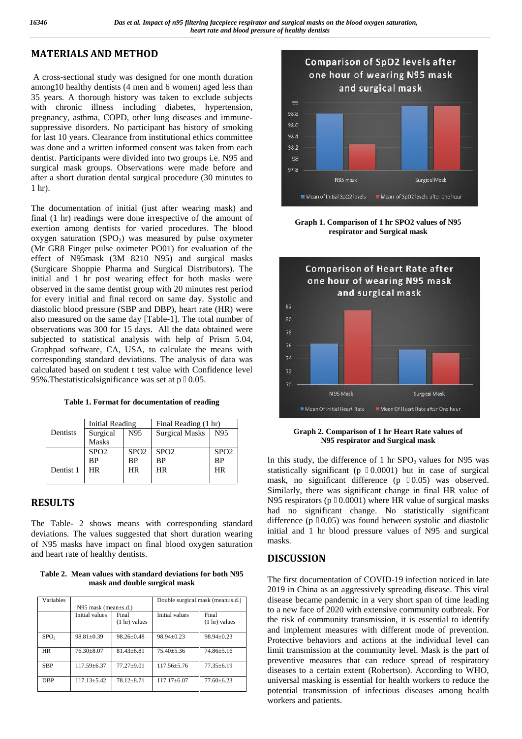## MATERIALS AND METHOD

A cross-sectional study was designed for one month duration among10 healthy dentists (4 men and 6 women) aged less than 35 years. A thorough history was taken to exclude subjects with chronic illness including diabetes, hypertension, pregnancy, asthma, COPD, other lung diseases and immune-suppressive disorders. No participant has history of smoking for last 10 years. Clearance from institutional ethics committee was done and a written informed consent was taken from each dentist. Participants were divided into two groups i.e. N95 and surgical mask groups. Observations were made before and after a short duration dental surgical procedure (30 minutes to 1 hr).

The documentation of initial (just after wearing mask) and final (1 hr) readings were done irrespective of the amount of exertion among dentists for varied procedures. The blood oxygen saturation ($SPO_2$) was measured by pulse oxymeter (Mr GR8 Finger pulse oximeter PO01) for evaluation of the effect of N95mask (3M 8210 N95) and surgical masks (Surgicare Shoppie Pharma and Surgical Distributors). The initial and 1 hr post wearing effect for both masks were observed in the same dentist group with 20 minutes rest period for every initial and final record on same day. Systolic and diastolic blood pressure (SBP and DBP), heart rate (HR) were also measured on the same day [Table-1]. The total number of observations was 300 for 15 days. All the data obtained were subjected to statistical analysis with help of Prism 5.04, Graphpad software, CA, USA, to calculate the means with corresponding standard deviations. The analysis of data was calculated based on student t test value with Confidence level 95%.Thestatisticalsignificance was set at p  0.05.

**Table 1. Format for documentation of reading**

| Dentists | Initial Reading | | Final Reading (1 hr) | |
|---|---|---|---|---|
| | Surgical Masks | N95 | Surgical Masks | N95 |
| Dentist 1 | SPO2<br>BP<br>HR | SPO2<br>BP<br>HR | SPO2<br>BP<br>HR | SPO2<br>BP<br>HR |

## RESULTS

The Table- 2 shows means with corresponding standard deviations. The values suggested that short duration wearing of N95 masks have impact on final blood oxygen saturation and heart rate of healthy dentists.

**Table 2. Mean values with standard deviations for both N95 mask and double surgical mask**

| Variables | N95 mask (mean±s.d.) | | Double surgical mask (mean±s.d.) | |
|---|---|---|---|---|
| | Initial values | Final (1 hr) values | Initial values | Final (1 hr) values |
| $SPO_2$ | 98.81±0.39 | 98.26±0.48 | 98.94±0.23 | 98.94±0.23 |
| HR | 76.30±8.07 | 81.43±6.81 | 75.40±5.36 | 74.86±5.16 |
| SBP | 117.59±6.37 | 77.27±9.01 | 117.56±5.76 | 77.35±6.19 |
| DBP | 117.13±5.42 | 78.12±8.71 | 117.17±6.07 | 77.60±6.23 |

**Graph 1. Comparison of 1 hr SPO2 values of N95 respirator and Surgical mask**

**Graph 2. Comparison of 1 hr Heart Rate values of N95 respirator and Surgical mask**

In this study, the difference of 1 hr $SPO_2$ values for N95 was statistically significant (p  0.0001) but in case of surgical mask, no significant difference (p  0.05) was observed. Similarly, there was significant change in final HR value of N95 respirators (p  0.0001) where HR value of surgical masks had no significant change. No statistically significant difference (p  0.05) was found between systolic and diastolic initial and 1 hr blood pressure values of N95 and surgical masks.

## DISCUSSION

The first documentation of COVID-19 infection noticed in late 2019 in China as an aggressively spreading disease. This viral disease became pandemic in a very short span of time leading to a new face of 2020 with extensive community outbreak. For the risk of community transmission, it is essential to identify and implement measures with different mode of prevention. Protective behaviors and actions at the individual level can limit transmission at the community level. Mask is the part of preventive measures that can reduce spread of respiratory diseases to a certain extent (Robertson). According to WHO, universal masking is essential for health workers to reduce the potential transmission of infectious diseases among health workers and patients.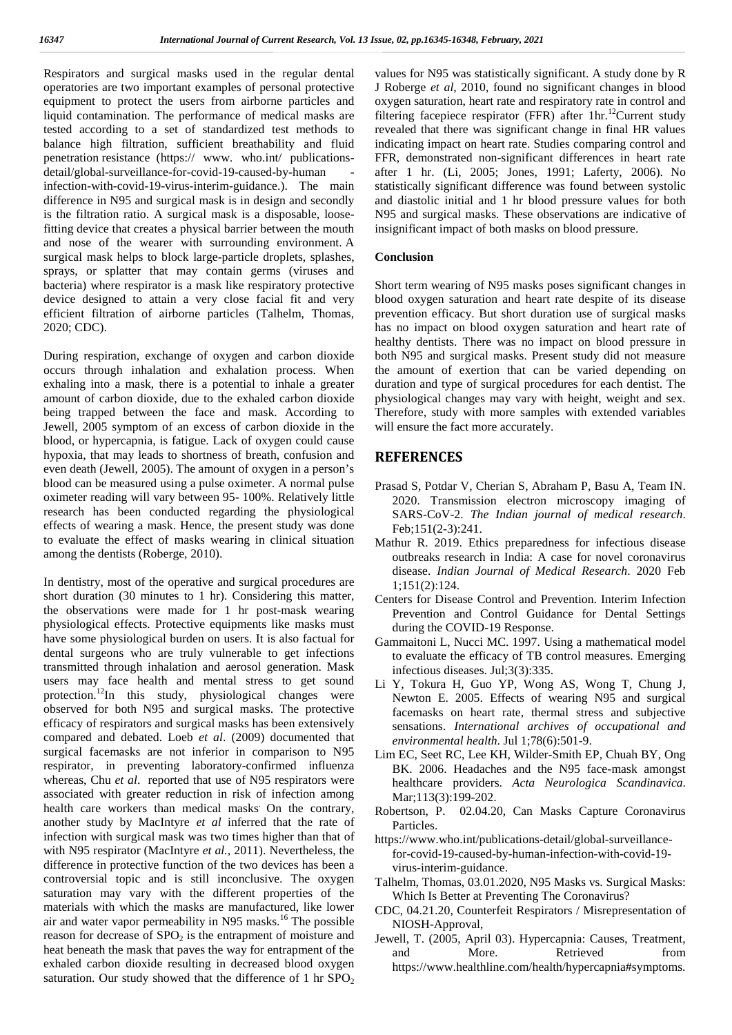Respirators and surgical masks used in the regular dental operatories are two important examples of personal protective equipment to protect the users from airborne particles and liquid contamination. The performance of medical masks are tested according to a set of standardized test methods to balance high filtration, sufficient breathability and fluid penetration resistance (https:// www. who.int/ publications-detail/global-surveillance-for-covid-19-caused-by-human - infection-with-covid-19-virus-interim-guidance.). The main difference in N95 and surgical mask is in design and secondly is the filtration ratio. A surgical mask is a disposable, loose-fitting device that creates a physical barrier between the mouth and nose of the wearer with surrounding environment. A surgical mask helps to block large-particle droplets, splashes, sprays, or splatter that may contain germs (viruses and bacteria) where respirator is a mask like respiratory protective device designed to attain a very close facial fit and very efficient filtration of airborne particles (Talhelm, Thomas, 2020; CDC).

During respiration, exchange of oxygen and carbon dioxide occurs through inhalation and exhalation process. When exhaling into a mask, there is a potential to inhale a greater amount of carbon dioxide, due to the exhaled carbon dioxide being trapped between the face and mask. According to Jewell, 2005 symptom of an excess of carbon dioxide in the blood, or hypercapnia, is fatigue. Lack of oxygen could cause hypoxia, that may leads to shortness of breath, confusion and even death (Jewell, 2005). The amount of oxygen in a person's blood can be measured using a pulse oximeter. A normal pulse oximeter reading will vary between 95- 100%. Relatively little research has been conducted regarding the physiological effects of wearing a mask. Hence, the present study was done to evaluate the effect of masks wearing in clinical situation among the dentists (Roberge, 2010).

In dentistry, most of the operative and surgical procedures are short duration (30 minutes to 1 hr). Considering this matter, the observations were made for 1 hr post-mask wearing physiological effects. Protective equipments like masks must have some physiological burden on users. It is also factual for dental surgeons who are truly vulnerable to get infections transmitted through inhalation and aerosol generation. Mask users may face health and mental stress to get sound protection.[12]In this study, physiological changes were observed for both N95 and surgical masks. The protective efficacy of respirators and surgical masks has been extensively compared and debated. Loeb *et al*. (2009) documented that surgical facemasks are not inferior in comparison to N95 respirator, in preventing laboratory-confirmed influenza whereas, Chu *et al*. reported that use of N95 respirators were associated with greater reduction in risk of infection among health care workers than medical masks. On the contrary, another study by MacIntyre *et al* inferred that the rate of infection with surgical mask was two times higher than that of with N95 respirator (MacIntyre *et al.,* 2011). Nevertheless, the difference in protective function of the two devices has been a controversial topic and is still inconclusive. The oxygen saturation may vary with the different properties of the materials with which the masks are manufactured, like lower air and water vapor permeability in N95 masks.[16] The possible reason for decrease of $SPO_2$ is the entrapment of moisture and heat beneath the mask that paves the way for entrapment of the exhaled carbon dioxide resulting in decreased blood oxygen saturation. Our study showed that the difference of 1 hr $SPO_2$ values for N95 was statistically significant. A study done by R J Roberge *et al*, 2010, found no significant changes in blood oxygen saturation, heart rate and respiratory rate in control and filtering facepiece respirator (FFR) after 1hr.[12]Current study revealed that there was significant change in final HR values indicating impact on heart rate. Studies comparing control and FFR, demonstrated non-significant differences in heart rate after 1 hr. (Li, 2005; Jones, 1991; Laferty, 2006). No statistically significant difference was found between systolic and diastolic initial and 1 hr blood pressure values for both N95 and surgical masks. These observations are indicative of insignificant impact of both masks on blood pressure.

## Conclusion

Short term wearing of N95 masks poses significant changes in blood oxygen saturation and heart rate despite of its disease prevention efficacy. But short duration use of surgical masks has no impact on blood oxygen saturation and heart rate of healthy dentists. There was no impact on blood pressure in both N95 and surgical masks. Present study did not measure the amount of exertion that can be varied depending on duration and type of surgical procedures for each dentist. The physiological changes may vary with height, weight and sex. Therefore, study with more samples with extended variables will ensure the fact more accurately.

## REFERENCES

- Prasad S, Potdar V, Cherian S, Abraham P, Basu A, Team IN. 2020. Transmission electron microscopy imaging of SARS-CoV-2. *The Indian journal of medical research*. Feb;151(2-3):241.
- Mathur R. 2019. Ethics preparedness for infectious disease outbreaks research in India: A case for novel coronavirus disease. *Indian Journal of Medical Research*. 2020 Feb 1;151(2):124.
- Centers for Disease Control and Prevention. Interim Infection Prevention and Control Guidance for Dental Settings during the COVID-19 Response.
- Gammaitoni L, Nucci MC. 1997. Using a mathematical model to evaluate the efficacy of TB control measures. Emerging infectious diseases. Jul;3(3):335.
- Li Y, Tokura H, Guo YP, Wong AS, Wong T, Chung J, Newton E. 2005. Effects of wearing N95 and surgical facemasks on heart rate, thermal stress and subjective sensations. *International archives of occupational and environmental health*. Jul 1;78(6):501-9.
- Lim EC, Seet RC, Lee KH, Wilder-Smith EP, Chuah BY, Ong BK. 2006. Headaches and the N95 face-mask amongst healthcare providers. *Acta Neurologica Scandinavica*. Mar;113(3):199-202.
- Robertson, P. 02.04.20, Can Masks Capture Coronavirus Particles.
- https://www.who.int/publications-detail/global-surveillance-for-covid-19-caused-by-human-infection-with-covid-19-virus-interim-guidance.
- Talhelm, Thomas, 03.01.2020, N95 Masks vs. Surgical Masks: Which Is Better at Preventing The Coronavirus?
- CDC, 04.21.20, Counterfeit Respirators / Misrepresentation of NIOSH-Approval,
- Jewell, T. (2005, April 03). Hypercapnia: Causes, Treatment, and More. Retrieved from https://www.healthline.com/health/hypercapnia#symptoms.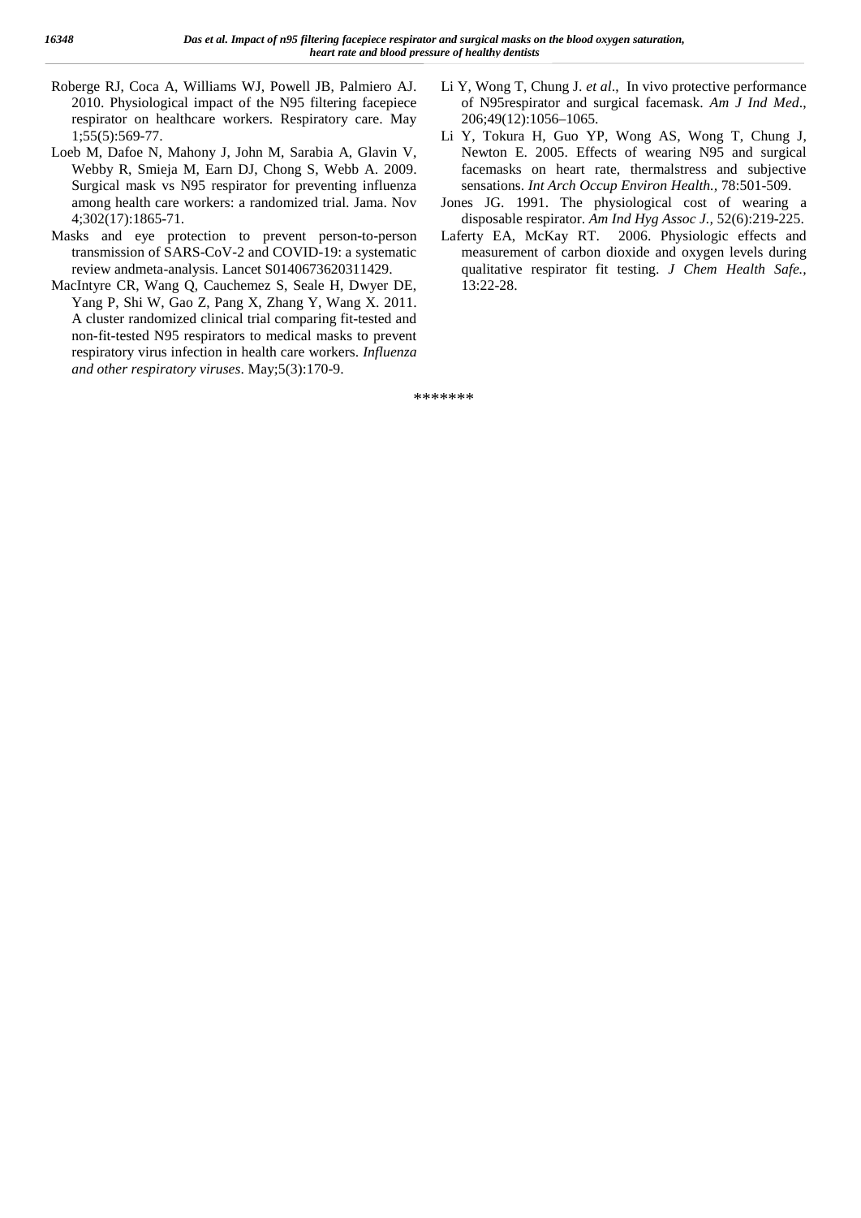Roberge RJ, Coca A, Williams WJ, Powell JB, Palmiero AJ. 2010. Physiological impact of the N95 filtering facepiece respirator on healthcare workers. Respiratory care. May 1;55(5):569-77.

Loeb M, Dafoe N, Mahony J, John M, Sarabia A, Glavin V, Webby R, Smieja M, Earn DJ, Chong S, Webb A. 2009. Surgical mask vs N95 respirator for preventing influenza among health care workers: a randomized trial. Jama. Nov 4;302(17):1865-71.

Masks and eye protection to prevent person-to-person transmission of SARS-CoV-2 and COVID-19: a systematic review andmeta-analysis. Lancet S0140673620311429.

MacIntyre CR, Wang Q, Cauchemez S, Seale H, Dwyer DE, Yang P, Shi W, Gao Z, Pang X, Zhang Y, Wang X. 2011. A cluster randomized clinical trial comparing fit-tested and non-fit-tested N95 respirators to medical masks to prevent respiratory virus infection in health care workers. *Influenza and other respiratory viruses*. May;5(3):170-9.

Li Y, Wong T, Chung J. *et al*., In vivo protective performance of N95respirator and surgical facemask. *Am J Ind Med*., 206;49(12):1056–1065.

Li Y, Tokura H, Guo YP, Wong AS, Wong T, Chung J, Newton E. 2005. Effects of wearing N95 and surgical facemasks on heart rate, thermalstress and subjective sensations. *Int Arch Occup Environ Health.,* 78:501-509.

Jones JG. 1991. The physiological cost of wearing a disposable respirator. *Am Ind Hyg Assoc J.,* 52(6):219-225.

Laferty EA, McKay RT. 2006. Physiologic effects and measurement of carbon dioxide and oxygen levels during qualitative respirator fit testing. *J Chem Health Safe.,* 13:22-28.

*******